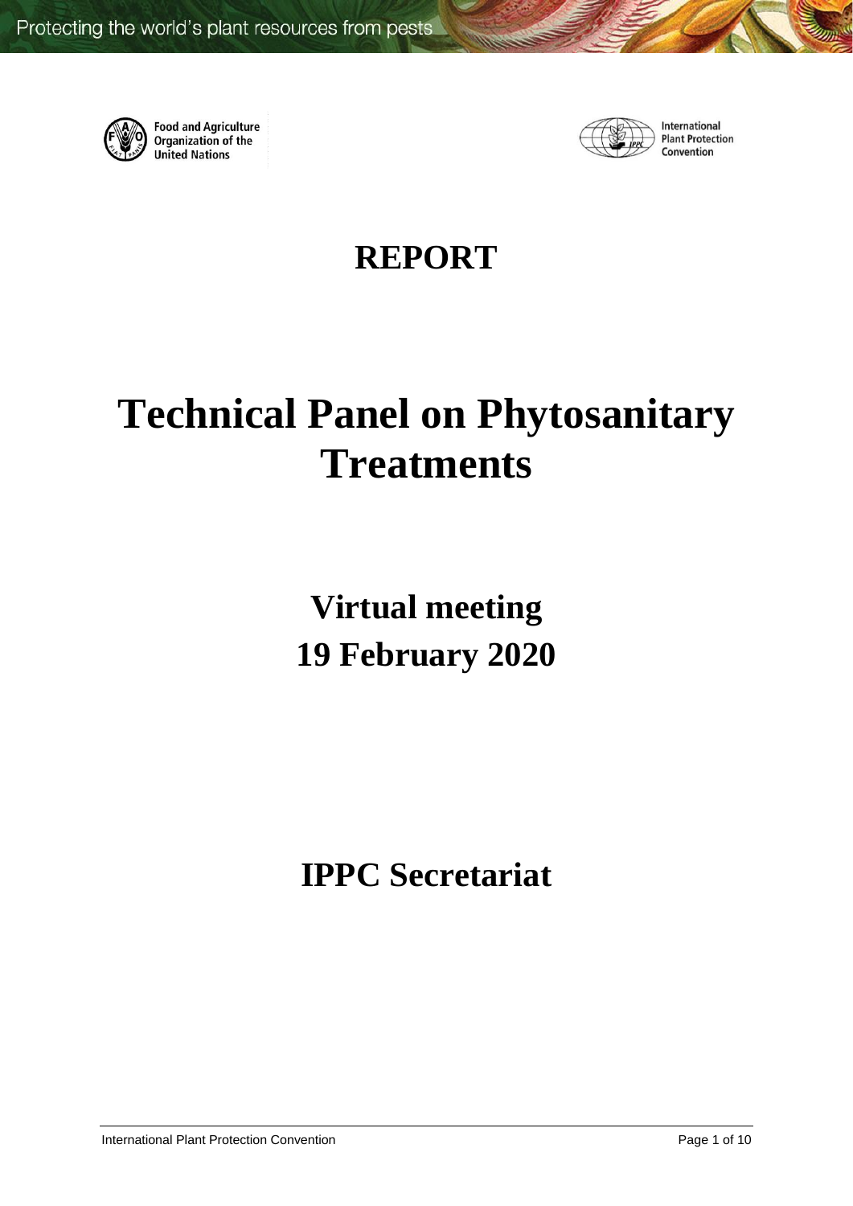# REPORT

# Technical Panel on Phytosanitary Treatments

## Virtual meeting
## 19 February 2020

## IPPC Secretariat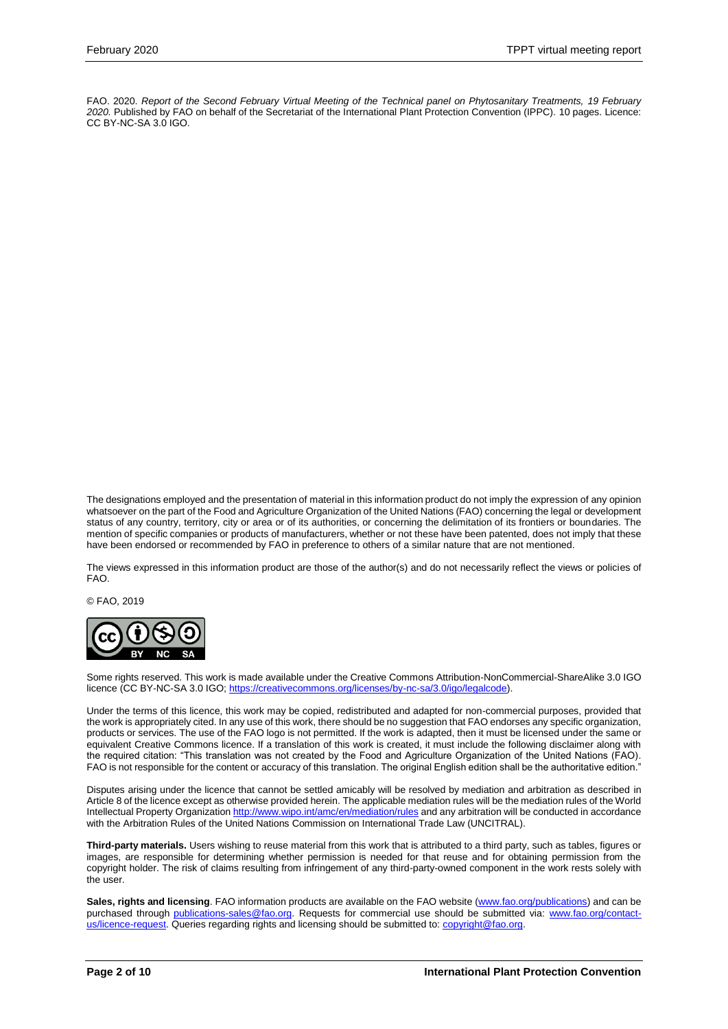FAO. 2020. *Report of the Second February Virtual Meeting of the Technical panel on Phytosanitary Treatments, 19 February 2020.* Published by FAO on behalf of the Secretariat of the International Plant Protection Convention (IPPC). 10 pages. Licence: CC BY-NC-SA 3.0 IGO.

The designations employed and the presentation of material in this information product do not imply the expression of any opinion whatsoever on the part of the Food and Agriculture Organization of the United Nations (FAO) concerning the legal or development status of any country, territory, city or area or of its authorities, or concerning the delimitation of its frontiers or boundaries. The mention of specific companies or products of manufacturers, whether or not these have been patented, does not imply that these have been endorsed or recommended by FAO in preference to others of a similar nature that are not mentioned.

The views expressed in this information product are those of the author(s) and do not necessarily reflect the views or policies of FAO.

© FAO, 2019

Some rights reserved. This work is made available under the Creative Commons Attribution-NonCommercial-ShareAlike 3.0 IGO licence (CC BY-NC-SA 3.0 IGO; https://creativecommons.org/licenses/by-nc-sa/3.0/igo/legalcode).

Under the terms of this licence, this work may be copied, redistributed and adapted for non-commercial purposes, provided that the work is appropriately cited. In any use of this work, there should be no suggestion that FAO endorses any specific organization, products or services. The use of the FAO logo is not permitted. If the work is adapted, then it must be licensed under the same or equivalent Creative Commons licence. If a translation of this work is created, it must include the following disclaimer along with the required citation: "This translation was not created by the Food and Agriculture Organization of the United Nations (FAO). FAO is not responsible for the content or accuracy of this translation. The original English edition shall be the authoritative edition."

Disputes arising under the licence that cannot be settled amicably will be resolved by mediation and arbitration as described in Article 8 of the licence except as otherwise provided herein. The applicable mediation rules will be the mediation rules of the World Intellectual Property Organization http://www.wipo.int/amc/en/mediation/rules and any arbitration will be conducted in accordance with the Arbitration Rules of the United Nations Commission on International Trade Law (UNCITRAL).

**Third-party materials.** Users wishing to reuse material from this work that is attributed to a third party, such as tables, figures or images, are responsible for determining whether permission is needed for that reuse and for obtaining permission from the copyright holder. The risk of claims resulting from infringement of any third-party-owned component in the work rests solely with the user.

**Sales, rights and licensing**. FAO information products are available on the FAO website (www.fao.org/publications) and can be purchased through publications-sales@fao.org. Requests for commercial use should be submitted via: www.fao.org/contact-us/licence-request. Queries regarding rights and licensing should be submitted to: copyright@fao.org.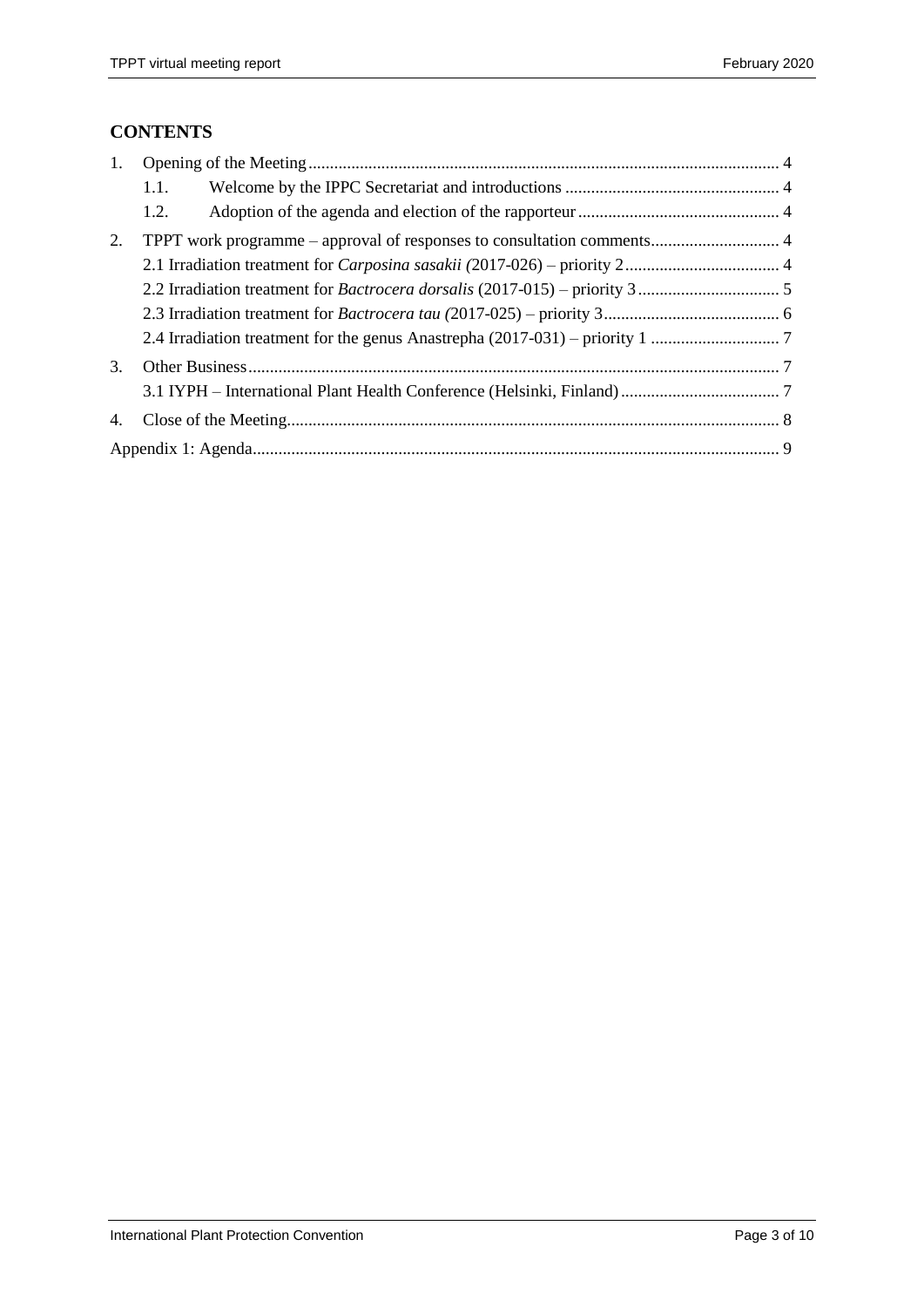## CONTENTS

1. Opening of the Meeting ... 4
   - 1.1. Welcome by the IPPC Secretariat and introductions ... 4
   - 1.2. Adoption of the agenda and election of the rapporteur ... 4
2. TPPT work programme – approval of responses to consultation comments ... 4
   - 2.1 Irradiation treatment for *Carposina sasakii (*2017-026) – priority 2 ... 4
   - 2.2 Irradiation treatment for *Bactrocera dorsalis* (2017-015) – priority 3 ... 5
   - 2.3 Irradiation treatment for *Bactrocera tau (*2017-025) – priority 3 ... 6
   - 2.4 Irradiation treatment for the genus Anastrepha (2017-031) – priority 1 ... 7
3. Other Business ... 7
   - 3.1 IYPH – International Plant Health Conference (Helsinki, Finland) ... 7
4. Close of the Meeting ... 8

Appendix 1: Agenda ... 9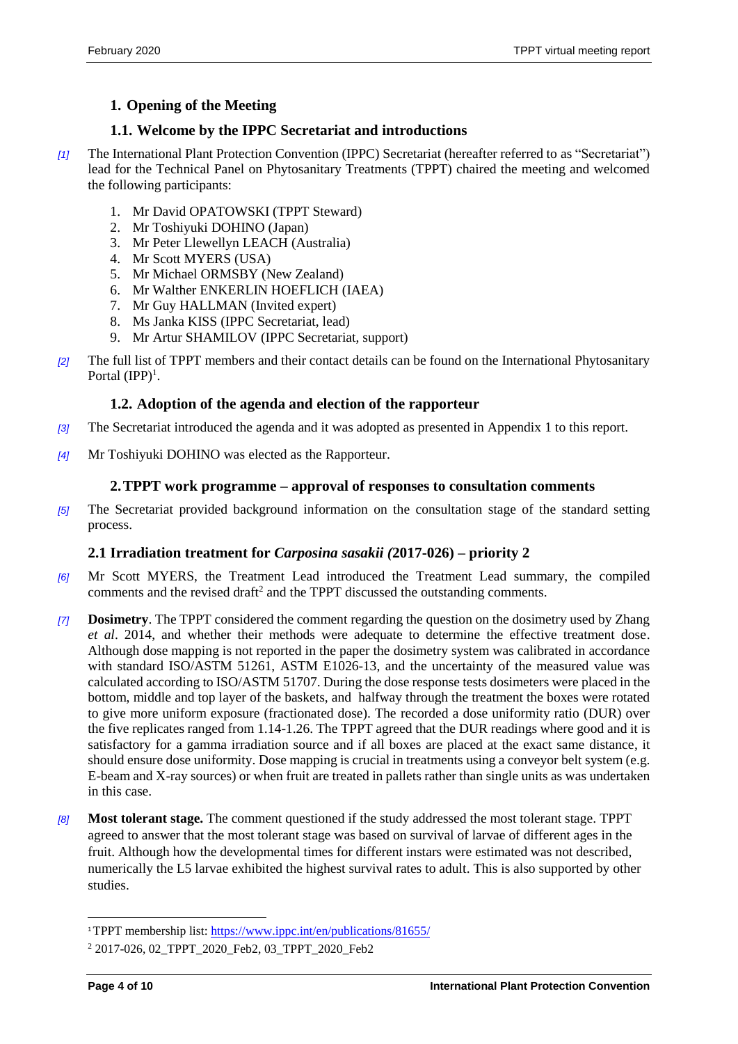## 1. Opening of the Meeting

### 1.1. Welcome by the IPPC Secretariat and introductions

[1] The International Plant Protection Convention (IPPC) Secretariat (hereafter referred to as "Secretariat") lead for the Technical Panel on Phytosanitary Treatments (TPPT) chaired the meeting and welcomed the following participants:

1. Mr David OPATOWSKI (TPPT Steward)
2. Mr Toshiyuki DOHINO (Japan)
3. Mr Peter Llewellyn LEACH (Australia)
4. Mr Scott MYERS (USA)
5. Mr Michael ORMSBY (New Zealand)
6. Mr Walther ENKERLIN HOEFLICH (IAEA)
7. Mr Guy HALLMAN (Invited expert)
8. Ms Janka KISS (IPPC Secretariat, lead)
9. Mr Artur SHAMILOV (IPPC Secretariat, support)

[2] The full list of TPPT members and their contact details can be found on the International Phytosanitary Portal (IPP)[1].

### 1.2. Adoption of the agenda and election of the rapporteur

[3] The Secretariat introduced the agenda and it was adopted as presented in Appendix 1 to this report.

[4] Mr Toshiyuki DOHINO was elected as the Rapporteur.

## 2. TPPT work programme – approval of responses to consultation comments

[5] The Secretariat provided background information on the consultation stage of the standard setting process.

### 2.1 Irradiation treatment for *Carposina sasakii (*2017-026) – priority 2

[6] Mr Scott MYERS, the Treatment Lead introduced the Treatment Lead summary, the compiled comments and the revised draft[2] and the TPPT discussed the outstanding comments.

[7] **Dosimetry**. The TPPT considered the comment regarding the question on the dosimetry used by Zhang *et al*. 2014, and whether their methods were adequate to determine the effective treatment dose. Although dose mapping is not reported in the paper the dosimetry system was calibrated in accordance with standard ISO/ASTM 51261, ASTM E1026-13, and the uncertainty of the measured value was calculated according to ISO/ASTM 51707. During the dose response tests dosimeters were placed in the bottom, middle and top layer of the baskets, and halfway through the treatment the boxes were rotated to give more uniform exposure (fractionated dose). The recorded a dose uniformity ratio (DUR) over the five replicates ranged from 1.14-1.26. The TPPT agreed that the DUR readings where good and it is satisfactory for a gamma irradiation source and if all boxes are placed at the exact same distance, it should ensure dose uniformity. Dose mapping is crucial in treatments using a conveyor belt system (e.g. E-beam and X-ray sources) or when fruit are treated in pallets rather than single units as was undertaken in this case.

[8] **Most tolerant stage.** The comment questioned if the study addressed the most tolerant stage. TPPT agreed to answer that the most tolerant stage was based on survival of larvae of different ages in the fruit. Although how the developmental times for different instars were estimated was not described, numerically the L5 larvae exhibited the highest survival rates to adult. This is also supported by other studies.

---

[1] TPPT membership list: https://www.ippc.int/en/publications/81655/

[2] 2017-026, 02_TPPT_2020_Feb2, 03_TPPT_2020_Feb2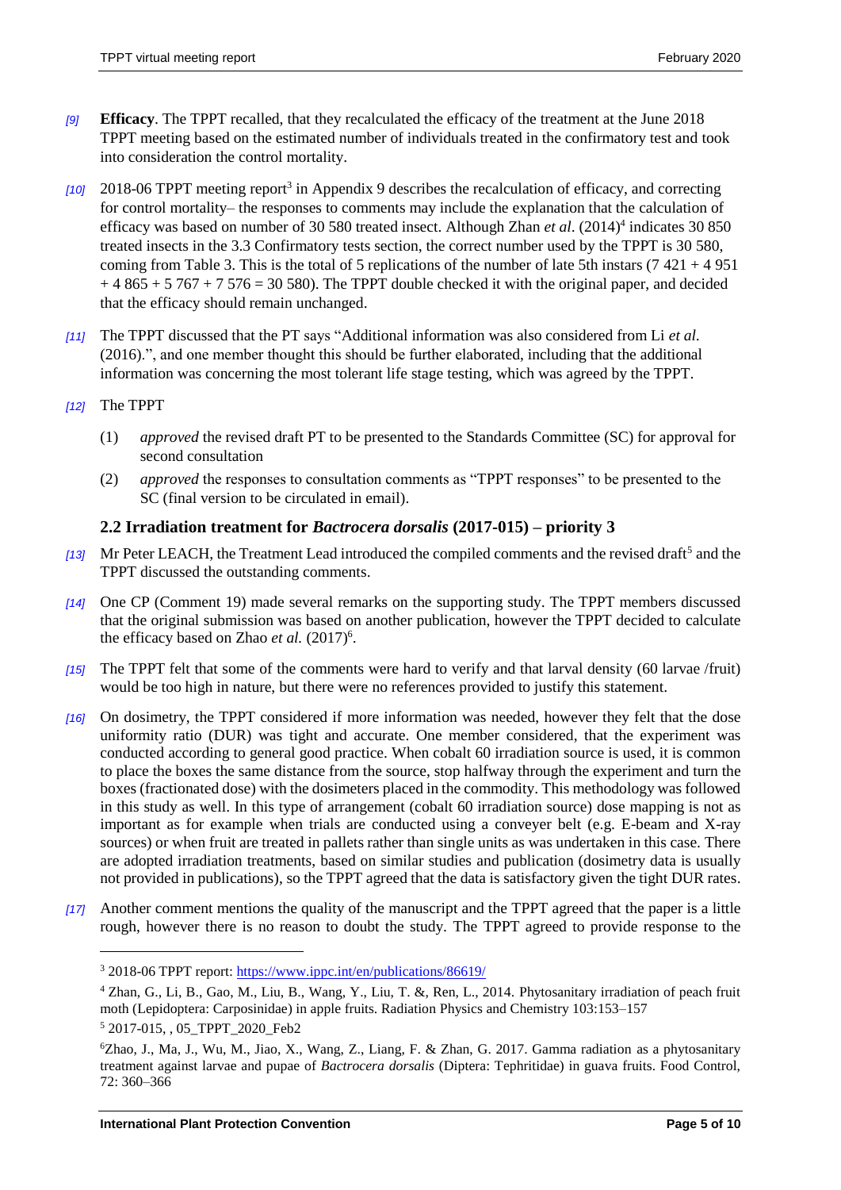*[9]* **Efficacy**. The TPPT recalled, that they recalculated the efficacy of the treatment at the June 2018 TPPT meeting based on the estimated number of individuals treated in the confirmatory test and took into consideration the control mortality.

*[10]* 2018-06 TPPT meeting report[3] in Appendix 9 describes the recalculation of efficacy, and correcting for control mortality– the responses to comments may include the explanation that the calculation of efficacy was based on number of 30 580 treated insect. Although Zhan *et al*. (2014)[4] indicates 30 850 treated insects in the 3.3 Confirmatory tests section, the correct number used by the TPPT is 30 580, coming from Table 3. This is the total of 5 replications of the number of late 5th instars (7 421 + 4 951 + 4 865 + 5 767 + 7 576 = 30 580). The TPPT double checked it with the original paper, and decided that the efficacy should remain unchanged.

*[11]* The TPPT discussed that the PT says "Additional information was also considered from Li *et al.* (2016).", and one member thought this should be further elaborated, including that the additional information was concerning the most tolerant life stage testing, which was agreed by the TPPT.

*[12]* The TPPT

(1) *approved* the revised draft PT to be presented to the Standards Committee (SC) for approval for second consultation

(2) *approved* the responses to consultation comments as "TPPT responses" to be presented to the SC (final version to be circulated in email).

### 2.2 Irradiation treatment for *Bactrocera dorsalis* (2017-015) – priority 3

*[13]* Mr Peter LEACH, the Treatment Lead introduced the compiled comments and the revised draft[5] and the TPPT discussed the outstanding comments.

*[14]* One CP (Comment 19) made several remarks on the supporting study. The TPPT members discussed that the original submission was based on another publication, however the TPPT decided to calculate the efficacy based on Zhao *et al.* (2017)[6].

*[15]* The TPPT felt that some of the comments were hard to verify and that larval density (60 larvae /fruit) would be too high in nature, but there were no references provided to justify this statement.

*[16]* On dosimetry, the TPPT considered if more information was needed, however they felt that the dose uniformity ratio (DUR) was tight and accurate. One member considered, that the experiment was conducted according to general good practice. When cobalt 60 irradiation source is used, it is common to place the boxes the same distance from the source, stop halfway through the experiment and turn the boxes (fractionated dose) with the dosimeters placed in the commodity. This methodology was followed in this study as well. In this type of arrangement (cobalt 60 irradiation source) dose mapping is not as important as for example when trials are conducted using a conveyer belt (e.g. E-beam and X-ray sources) or when fruit are treated in pallets rather than single units as was undertaken in this case. There are adopted irradiation treatments, based on similar studies and publication (dosimetry data is usually not provided in publications), so the TPPT agreed that the data is satisfactory given the tight DUR rates.

*[17]* Another comment mentions the quality of the manuscript and the TPPT agreed that the paper is a little rough, however there is no reason to doubt the study. The TPPT agreed to provide response to the

---

[3] 2018-06 TPPT report: https://www.ippc.int/en/publications/86619/

[4] Zhan, G., Li, B., Gao, M., Liu, B., Wang, Y., Liu, T. &, Ren, L., 2014. Phytosanitary irradiation of peach fruit moth (Lepidoptera: Carposinidae) in apple fruits. Radiation Physics and Chemistry 103:153–157

[5] 2017-015, , 05_TPPT_2020_Feb2

[6] Zhao, J., Ma, J., Wu, M., Jiao, X., Wang, Z., Liang, F. & Zhan, G. 2017. Gamma radiation as a phytosanitary treatment against larvae and pupae of *Bactrocera dorsalis* (Diptera: Tephritidae) in guava fruits. Food Control, 72: 360–366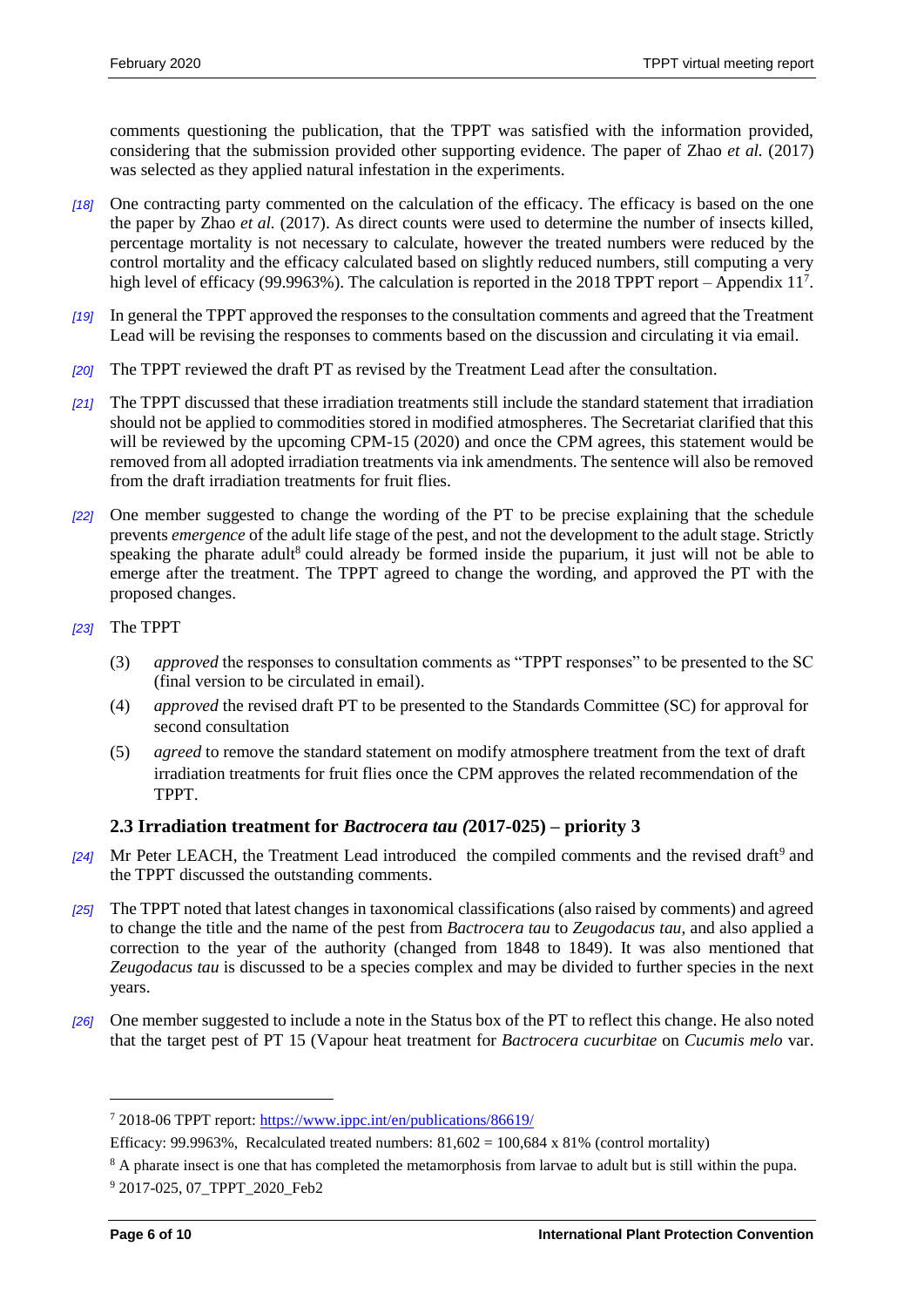comments questioning the publication, that the TPPT was satisfied with the information provided, considering that the submission provided other supporting evidence. The paper of Zhao *et al.* (2017) was selected as they applied natural infestation in the experiments.

*[18]* One contracting party commented on the calculation of the efficacy. The efficacy is based on the one the paper by Zhao *et al.* (2017). As direct counts were used to determine the number of insects killed, percentage mortality is not necessary to calculate, however the treated numbers were reduced by the control mortality and the efficacy calculated based on slightly reduced numbers, still computing a very high level of efficacy (99.9963%). The calculation is reported in the 2018 TPPT report – Appendix 11[7].

*[19]* In general the TPPT approved the responses to the consultation comments and agreed that the Treatment Lead will be revising the responses to comments based on the discussion and circulating it via email.

*[20]* The TPPT reviewed the draft PT as revised by the Treatment Lead after the consultation.

*[21]* The TPPT discussed that these irradiation treatments still include the standard statement that irradiation should not be applied to commodities stored in modified atmospheres. The Secretariat clarified that this will be reviewed by the upcoming CPM-15 (2020) and once the CPM agrees, this statement would be removed from all adopted irradiation treatments via ink amendments. The sentence will also be removed from the draft irradiation treatments for fruit flies.

*[22]* One member suggested to change the wording of the PT to be precise explaining that the schedule prevents *emergence* of the adult life stage of the pest, and not the development to the adult stage. Strictly speaking the pharate adult[8] could already be formed inside the puparium, it just will not be able to emerge after the treatment. The TPPT agreed to change the wording, and approved the PT with the proposed changes.

*[23]* The TPPT

(3) *approved* the responses to consultation comments as "TPPT responses" to be presented to the SC (final version to be circulated in email).

(4) *approved* the revised draft PT to be presented to the Standards Committee (SC) for approval for second consultation

(5) *agreed* to remove the standard statement on modify atmosphere treatment from the text of draft irradiation treatments for fruit flies once the CPM approves the related recommendation of the TPPT.

### 2.3 Irradiation treatment for *Bactrocera tau (*2017-025) – priority 3

*[24]* Mr Peter LEACH, the Treatment Lead introduced the compiled comments and the revised draft[9] and the TPPT discussed the outstanding comments.

*[25]* The TPPT noted that latest changes in taxonomical classifications (also raised by comments) and agreed to change the title and the name of the pest from *Bactrocera tau* to *Zeugodacus tau*, and also applied a correction to the year of the authority (changed from 1848 to 1849). It was also mentioned that *Zeugodacus tau* is discussed to be a species complex and may be divided to further species in the next years.

*[26]* One member suggested to include a note in the Status box of the PT to reflect this change. He also noted that the target pest of PT 15 (Vapour heat treatment for *Bactrocera cucurbitae* on *Cucumis melo* var.

---

[7] 2018-06 TPPT report: https://www.ippc.int/en/publications/86619/

Efficacy: 99.9963%, Recalculated treated numbers: 81,602 = 100,684 x 81% (control mortality)

[8] A pharate insect is one that has completed the metamorphosis from larvae to adult but is still within the pupa.

[9] 2017-025, 07_TPPT_2020_Feb2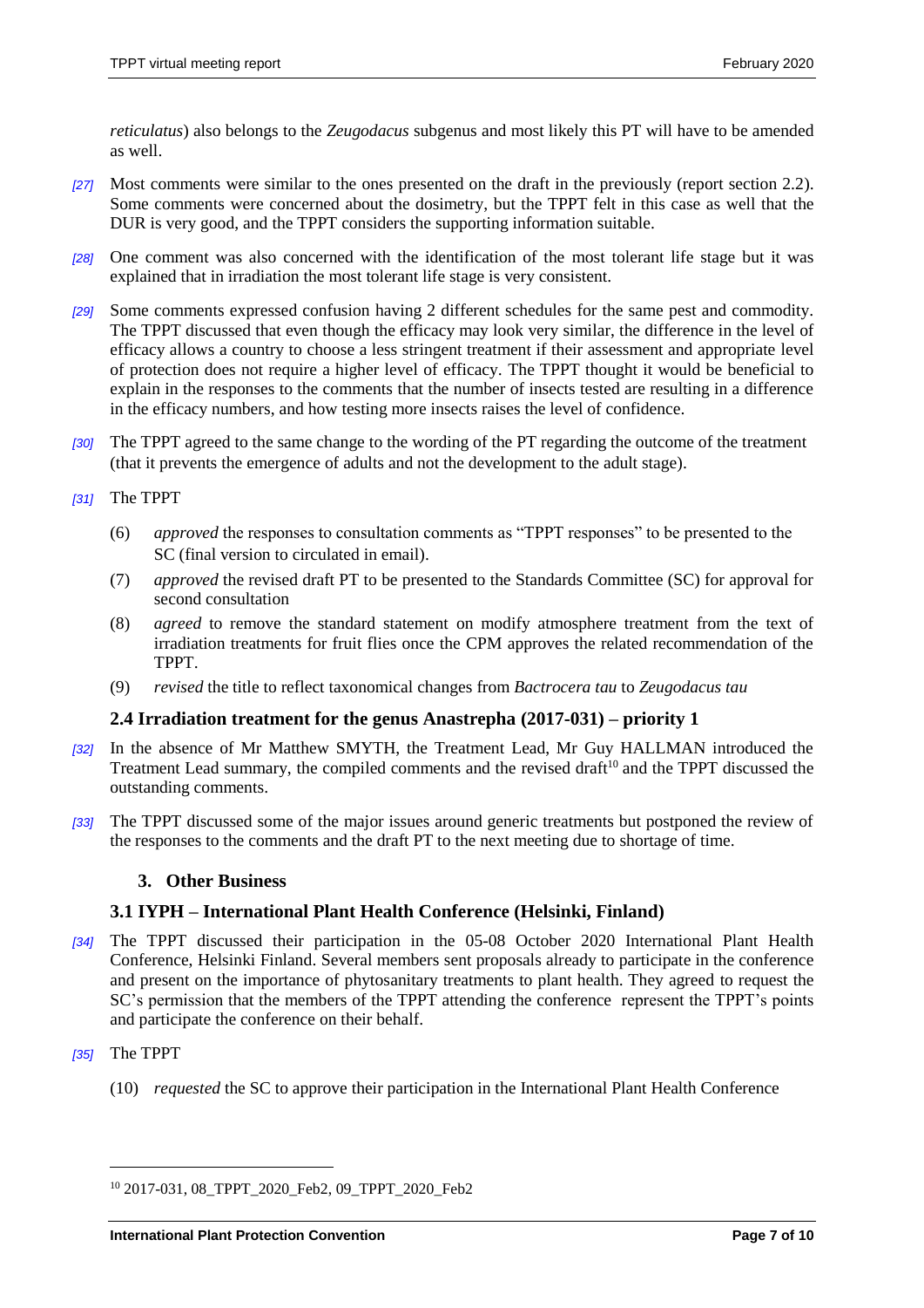*reticulatus*) also belongs to the *Zeugodacus* subgenus and most likely this PT will have to be amended as well.

*[27]* Most comments were similar to the ones presented on the draft in the previously (report section 2.2). Some comments were concerned about the dosimetry, but the TPPT felt in this case as well that the DUR is very good, and the TPPT considers the supporting information suitable.

*[28]* One comment was also concerned with the identification of the most tolerant life stage but it was explained that in irradiation the most tolerant life stage is very consistent.

*[29]* Some comments expressed confusion having 2 different schedules for the same pest and commodity. The TPPT discussed that even though the efficacy may look very similar, the difference in the level of efficacy allows a country to choose a less stringent treatment if their assessment and appropriate level of protection does not require a higher level of efficacy. The TPPT thought it would be beneficial to explain in the responses to the comments that the number of insects tested are resulting in a difference in the efficacy numbers, and how testing more insects raises the level of confidence.

*[30]* The TPPT agreed to the same change to the wording of the PT regarding the outcome of the treatment (that it prevents the emergence of adults and not the development to the adult stage).

*[31]* The TPPT

(6) *approved* the responses to consultation comments as "TPPT responses" to be presented to the SC (final version to circulated in email).

(7) *approved* the revised draft PT to be presented to the Standards Committee (SC) for approval for second consultation

(8) *agreed* to remove the standard statement on modify atmosphere treatment from the text of irradiation treatments for fruit flies once the CPM approves the related recommendation of the TPPT.

(9) *revised* the title to reflect taxonomical changes from *Bactrocera tau* to *Zeugodacus tau*

### 2.4 Irradiation treatment for the genus Anastrepha (2017-031) – priority 1

*[32]* In the absence of Mr Matthew SMYTH, the Treatment Lead, Mr Guy HALLMAN introduced the Treatment Lead summary, the compiled comments and the revised draft[10] and the TPPT discussed the outstanding comments.

*[33]* The TPPT discussed some of the major issues around generic treatments but postponed the review of the responses to the comments and the draft PT to the next meeting due to shortage of time.

## 3. Other Business

### 3.1 IYPH – International Plant Health Conference (Helsinki, Finland)

*[34]* The TPPT discussed their participation in the 05-08 October 2020 International Plant Health Conference, Helsinki Finland. Several members sent proposals already to participate in the conference and present on the importance of phytosanitary treatments to plant health. They agreed to request the SC's permission that the members of the TPPT attending the conference represent the TPPT's points and participate the conference on their behalf.

*[35]* The TPPT

(10) *requested* the SC to approve their participation in the International Plant Health Conference

---

[10] 2017-031, 08_TPPT_2020_Feb2, 09_TPPT_2020_Feb2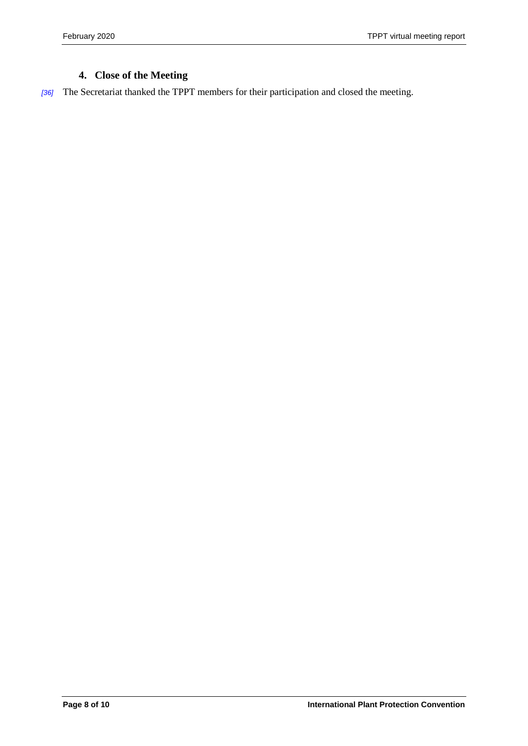## 4. Close of the Meeting

[36] The Secretariat thanked the TPPT members for their participation and closed the meeting.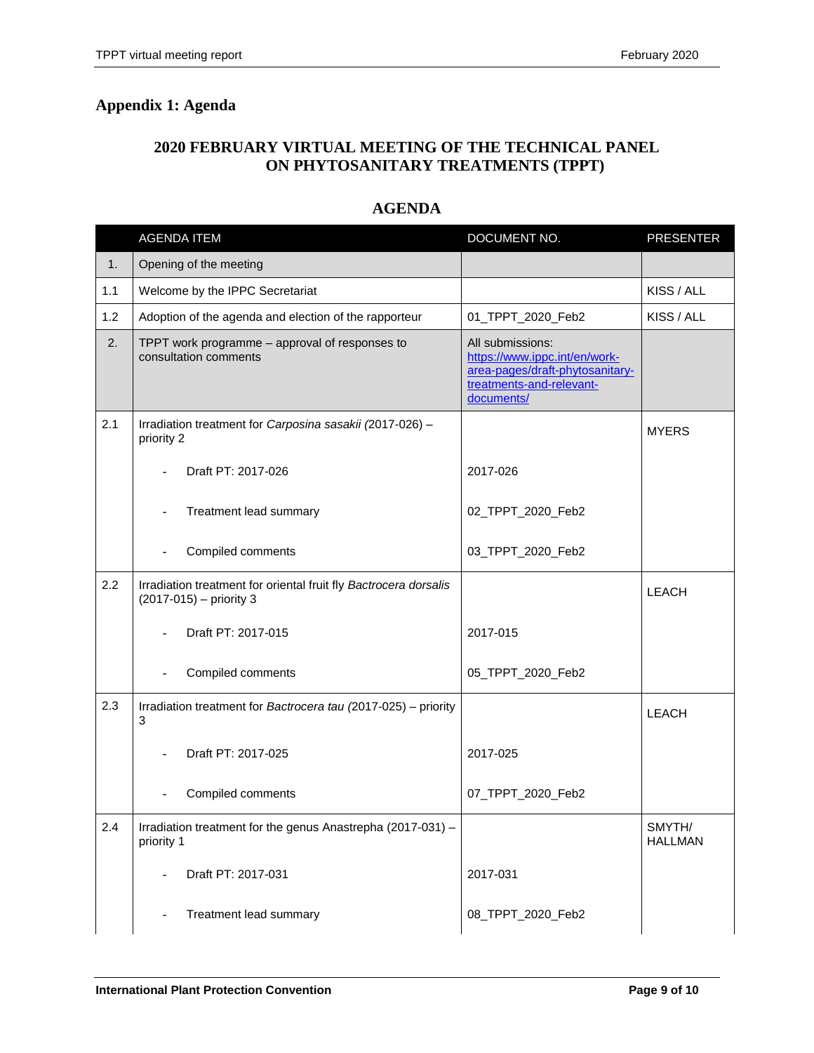## Appendix 1: Agenda

### 2020 FEBRUARY VIRTUAL MEETING OF THE TECHNICAL PANEL ON PHYTOSANITARY TREATMENTS (TPPT)

### AGENDA

| | AGENDA ITEM | DOCUMENT NO. | PRESENTER |
|---|---|---|---|
| 1. | Opening of the meeting | | |
| 1.1 | Welcome by the IPPC Secretariat | | KISS / ALL |
| 1.2 | Adoption of the agenda and election of the rapporteur | 01_TPPT_2020_Feb2 | KISS / ALL |
| 2. | TPPT work programme – approval of responses to consultation comments | All submissions: https://www.ippc.int/en/work-area-pages/draft-phytosanitary-treatments-and-relevant-documents/ | |
| 2.1 | Irradiation treatment for *Carposina sasakii (*2017-026) – priority 2 | | MYERS |
| | - Draft PT: 2017-026 | 2017-026 | |
| | - Treatment lead summary | 02_TPPT_2020_Feb2 | |
| | - Compiled comments | 03_TPPT_2020_Feb2 | |
| 2.2 | Irradiation treatment for oriental fruit fly *Bactrocera dorsalis* (2017-015) – priority 3 | | LEACH |
| | - Draft PT: 2017-015 | 2017-015 | |
| | - Compiled comments | 05_TPPT_2020_Feb2 | |
| 2.3 | Irradiation treatment for *Bactrocera tau (*2017-025) – priority 3 | | LEACH |
| | - Draft PT: 2017-025 | 2017-025 | |
| | - Compiled comments | 07_TPPT_2020_Feb2 | |
| 2.4 | Irradiation treatment for the genus Anastrepha (2017-031) – priority 1 | | SMYTH/ HALLMAN |
| | - Draft PT: 2017-031 | 2017-031 | |
| | - Treatment lead summary | 08_TPPT_2020_Feb2 | |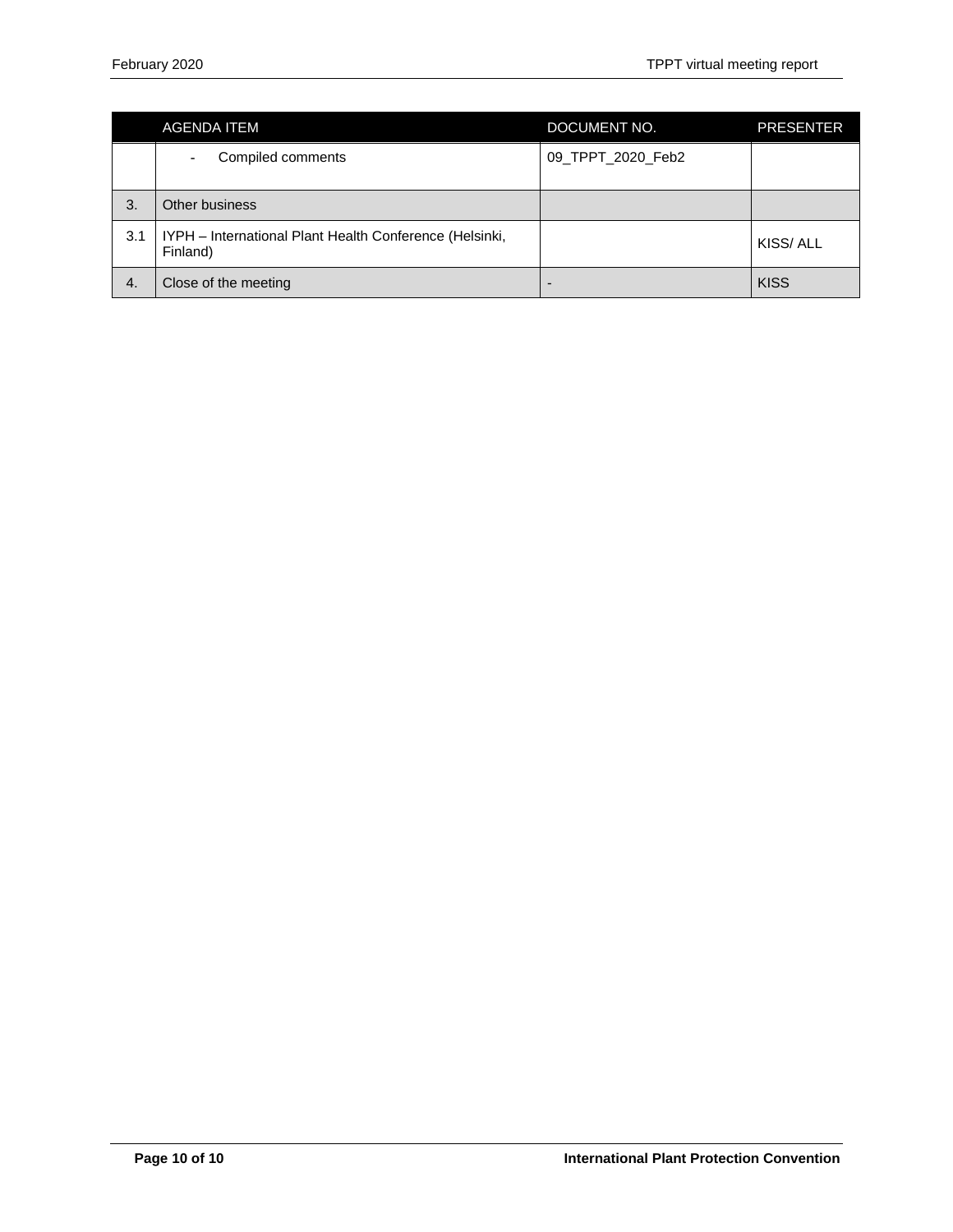| | AGENDA ITEM | DOCUMENT NO. | PRESENTER |
|---|---|---|---|
| | - Compiled comments | 09_TPPT_2020_Feb2 | |
| 3. | Other business | | |
| 3.1 | IYPH – International Plant Health Conference (Helsinki, Finland) | | KISS/ ALL |
| 4. | Close of the meeting | - | KISS |